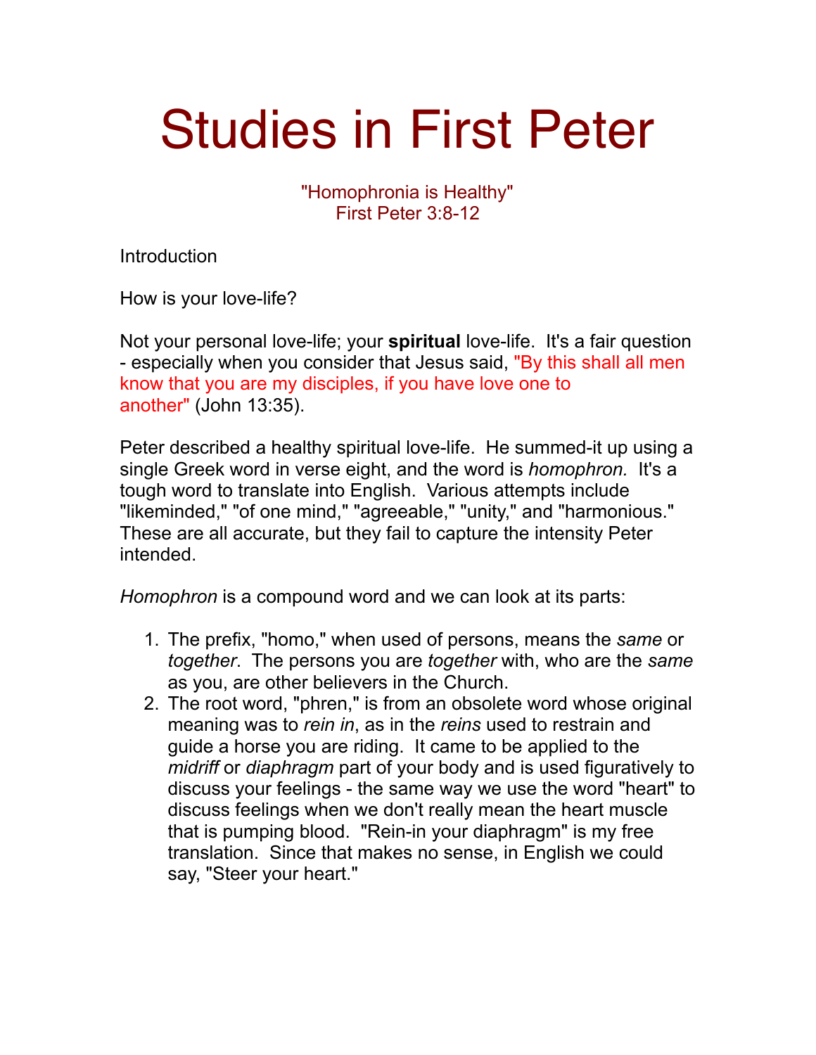# Studies in First Peter

"Homophronia is Healthy"
First Peter 3:8-12

Introduction

How is your love-life?

Not your personal love-life; your **spiritual** love-life. It's a fair question - especially when you consider that Jesus said, "By this shall all men know that you are my disciples, if you have love one to another" (John 13:35).

Peter described a healthy spiritual love-life. He summed-it up using a single Greek word in verse eight, and the word is *homophron.* It's a tough word to translate into English. Various attempts include "likeminded," "of one mind," "agreeable," "unity," and "harmonious." These are all accurate, but they fail to capture the intensity Peter intended.

*Homophron* is a compound word and we can look at its parts:

1. The prefix, "homo," when used of persons, means the *same* or *together*. The persons you are *together* with, who are the *same* as you, are other believers in the Church.
2. The root word, "phren," is from an obsolete word whose original meaning was to *rein in*, as in the *reins* used to restrain and guide a horse you are riding. It came to be applied to the *midriff* or *diaphragm* part of your body and is used figuratively to discuss your feelings - the same way we use the word "heart" to discuss feelings when we don't really mean the heart muscle that is pumping blood. "Rein-in your diaphragm" is my free translation. Since that makes no sense, in English we could say, "Steer your heart."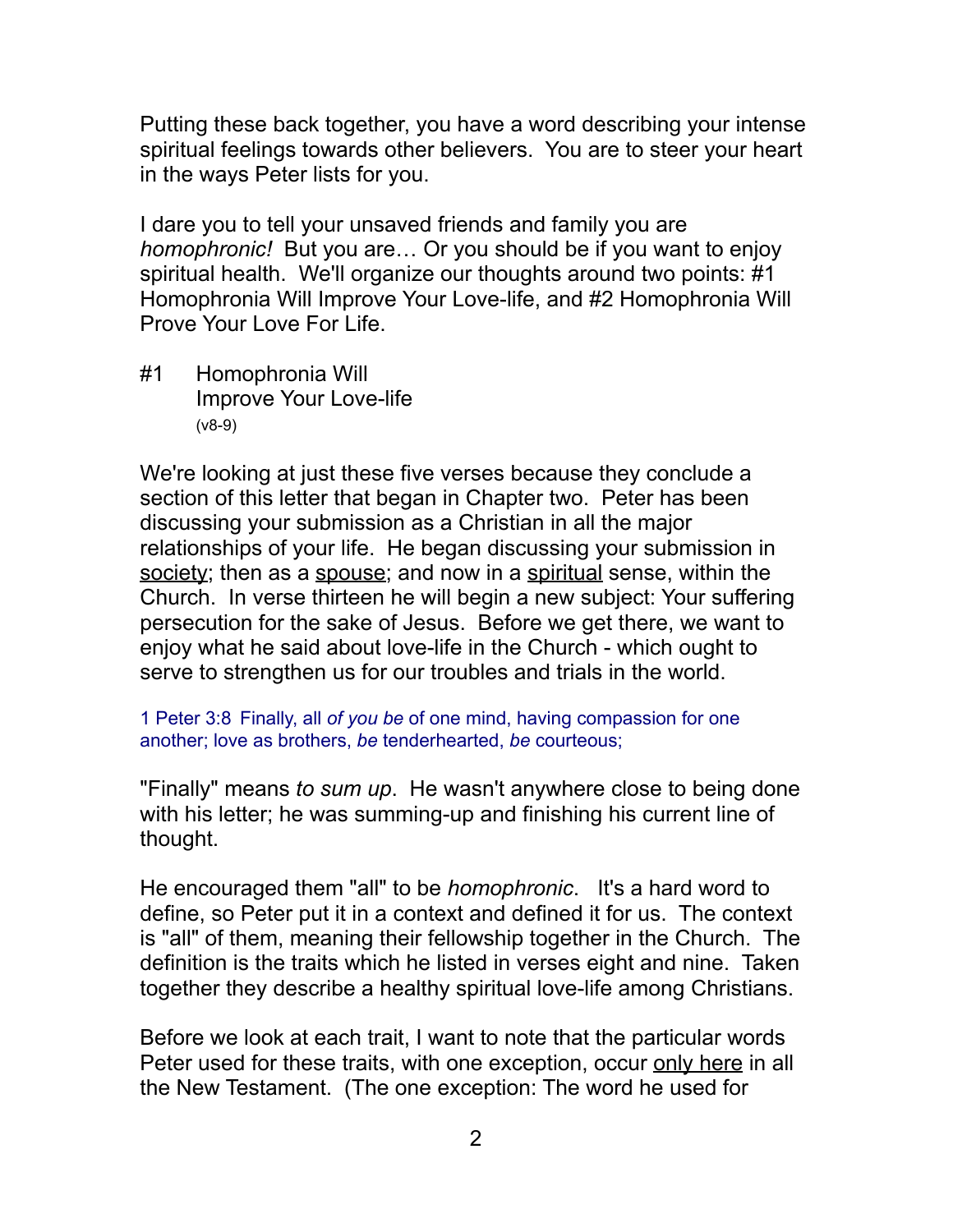Putting these back together, you have a word describing your intense spiritual feelings towards other believers. You are to steer your heart in the ways Peter lists for you.

I dare you to tell your unsaved friends and family you are *homophronic!* But you are… Or you should be if you want to enjoy spiritual health. We'll organize our thoughts around two points: #1 Homophronia Will Improve Your Love-life, and #2 Homophronia Will Prove Your Love For Life.

## #1 Homophronia Will Improve Your Love-life
(v8-9)

We're looking at just these five verses because they conclude a section of this letter that began in Chapter two. Peter has been discussing your submission as a Christian in all the major relationships of your life. He began discussing your submission in <u>society</u>; then as a <u>spouse</u>; and now in a <u>spiritual</u> sense, within the Church. In verse thirteen he will begin a new subject: Your suffering persecution for the sake of Jesus. Before we get there, we want to enjoy what he said about love-life in the Church - which ought to serve to strengthen us for our troubles and trials in the world.

1 Peter 3:8 Finally, all *of you be* of one mind, having compassion for one another; love as brothers, *be* tenderhearted, *be* courteous;

"Finally" means *to sum up*. He wasn't anywhere close to being done with his letter; he was summing-up and finishing his current line of thought.

He encouraged them "all" to be *homophronic*. It's a hard word to define, so Peter put it in a context and defined it for us. The context is "all" of them, meaning their fellowship together in the Church. The definition is the traits which he listed in verses eight and nine. Taken together they describe a healthy spiritual love-life among Christians.

Before we look at each trait, I want to note that the particular words Peter used for these traits, with one exception, occur <u>only here</u> in all the New Testament. (The one exception: The word he used for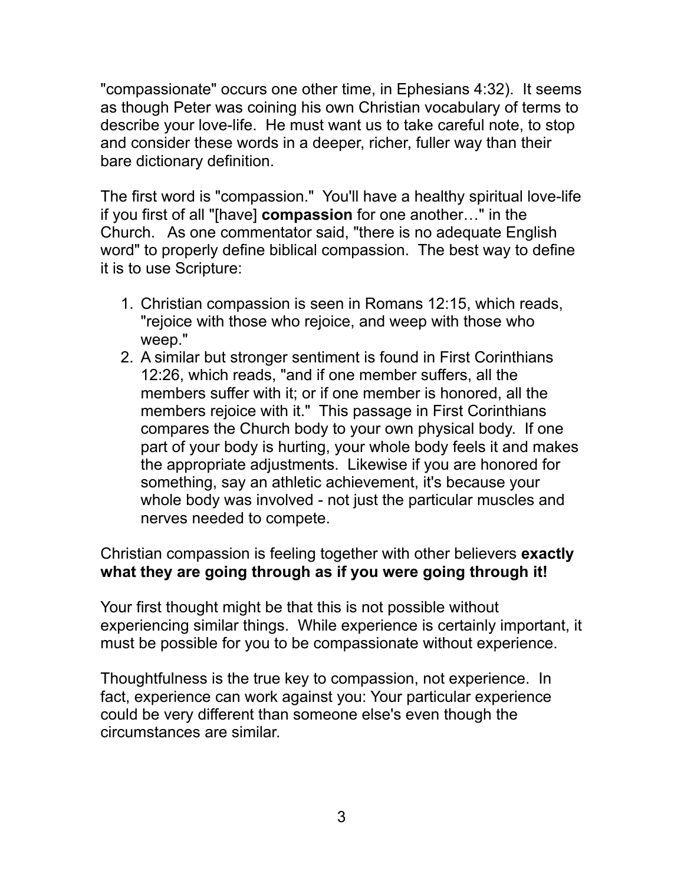"compassionate" occurs one other time, in Ephesians 4:32). It seems as though Peter was coining his own Christian vocabulary of terms to describe your love-life. He must want us to take careful note, to stop and consider these words in a deeper, richer, fuller way than their bare dictionary definition.

The first word is "compassion." You'll have a healthy spiritual love-life if you first of all "[have] **compassion** for one another…" in the Church. As one commentator said, "there is no adequate English word" to properly define biblical compassion. The best way to define it is to use Scripture:

1. Christian compassion is seen in Romans 12:15, which reads, "rejoice with those who rejoice, and weep with those who weep."
2. A similar but stronger sentiment is found in First Corinthians 12:26, which reads, "and if one member suffers, all the members suffer with it; or if one member is honored, all the members rejoice with it." This passage in First Corinthians compares the Church body to your own physical body. If one part of your body is hurting, your whole body feels it and makes the appropriate adjustments. Likewise if you are honored for something, say an athletic achievement, it's because your whole body was involved - not just the particular muscles and nerves needed to compete.

Christian compassion is feeling together with other believers **exactly what they are going through as if you were going through it!**

Your first thought might be that this is not possible without experiencing similar things. While experience is certainly important, it must be possible for you to be compassionate without experience.

Thoughtfulness is the true key to compassion, not experience. In fact, experience can work against you: Your particular experience could be very different than someone else's even though the circumstances are similar.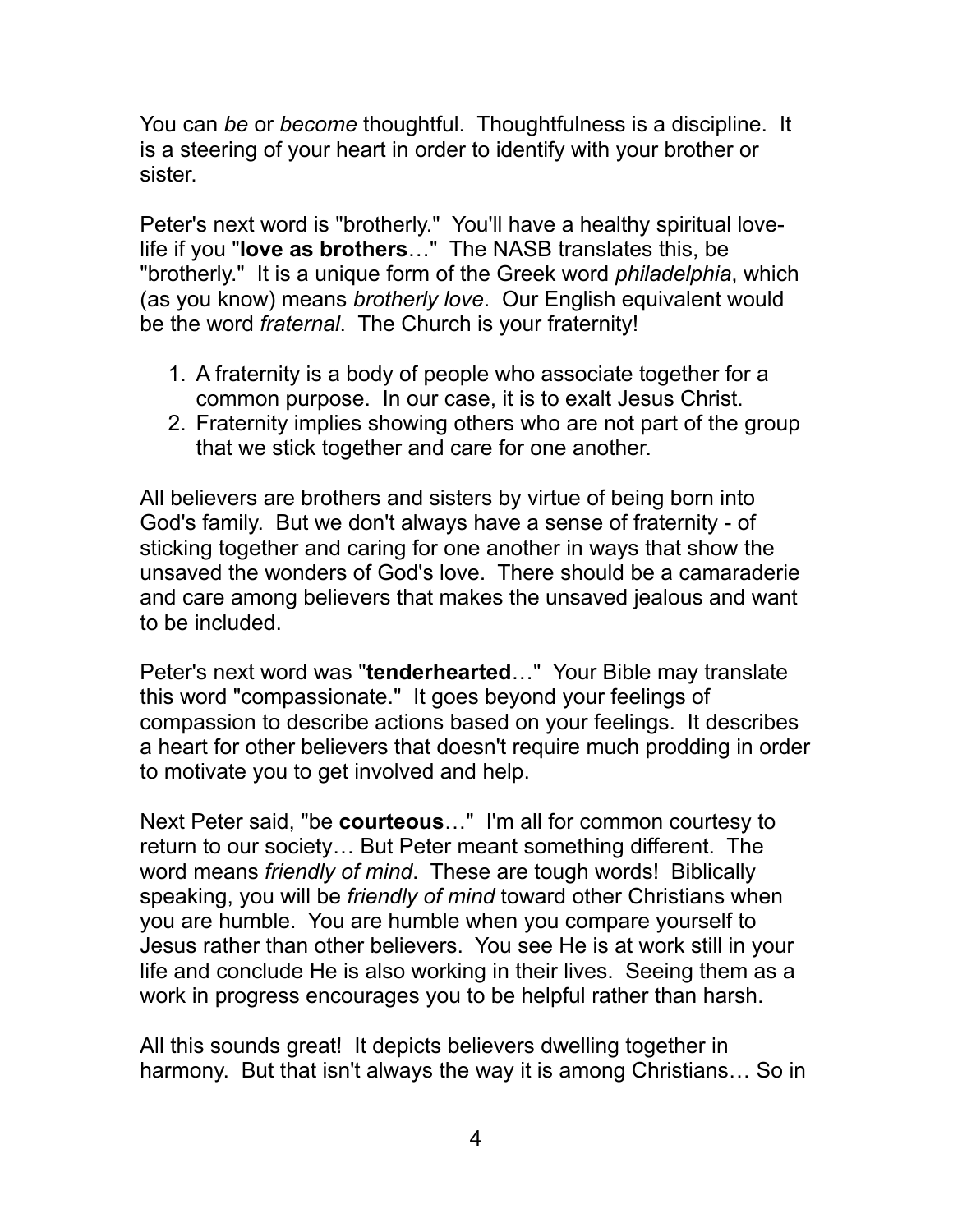You can *be* or *become* thoughtful. Thoughtfulness is a discipline. It is a steering of your heart in order to identify with your brother or sister.

Peter's next word is "brotherly." You'll have a healthy spiritual love-life if you "**love as brothers**…" The NASB translates this, be "brotherly." It is a unique form of the Greek word *philadelphia*, which (as you know) means *brotherly love*. Our English equivalent would be the word *fraternal*. The Church is your fraternity!

1. A fraternity is a body of people who associate together for a common purpose. In our case, it is to exalt Jesus Christ.
2. Fraternity implies showing others who are not part of the group that we stick together and care for one another.

All believers are brothers and sisters by virtue of being born into God's family. But we don't always have a sense of fraternity - of sticking together and caring for one another in ways that show the unsaved the wonders of God's love. There should be a camaraderie and care among believers that makes the unsaved jealous and want to be included.

Peter's next word was "**tenderhearted**…" Your Bible may translate this word "compassionate." It goes beyond your feelings of compassion to describe actions based on your feelings. It describes a heart for other believers that doesn't require much prodding in order to motivate you to get involved and help.

Next Peter said, "be **courteous**…" I'm all for common courtesy to return to our society… But Peter meant something different. The word means *friendly of mind*. These are tough words! Biblically speaking, you will be *friendly of mind* toward other Christians when you are humble. You are humble when you compare yourself to Jesus rather than other believers. You see He is at work still in your life and conclude He is also working in their lives. Seeing them as a work in progress encourages you to be helpful rather than harsh.

All this sounds great! It depicts believers dwelling together in harmony. But that isn't always the way it is among Christians… So in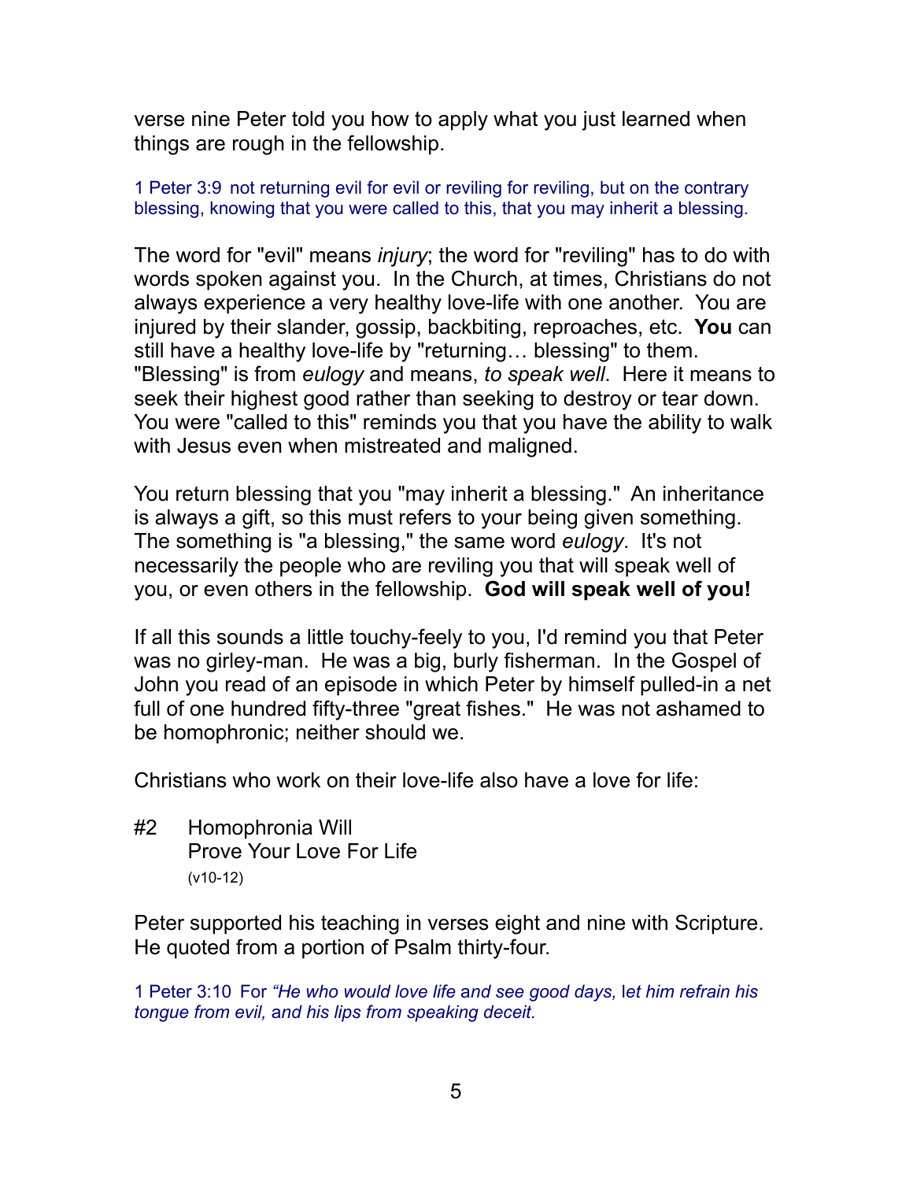verse nine Peter told you how to apply what you just learned when things are rough in the fellowship.

1 Peter 3:9 not returning evil for evil or reviling for reviling, but on the contrary blessing, knowing that you were called to this, that you may inherit a blessing.

The word for "evil" means *injury*; the word for "reviling" has to do with words spoken against you. In the Church, at times, Christians do not always experience a very healthy love-life with one another. You are injured by their slander, gossip, backbiting, reproaches, etc. **You** can still have a healthy love-life by "returning… blessing" to them. "Blessing" is from *eulogy* and means, *to speak well*. Here it means to seek their highest good rather than seeking to destroy or tear down. You were "called to this" reminds you that you have the ability to walk with Jesus even when mistreated and maligned.

You return blessing that you "may inherit a blessing." An inheritance is always a gift, so this must refers to your being given something. The something is "a blessing," the same word *eulogy*. It's not necessarily the people who are reviling you that will speak well of you, or even others in the fellowship. **God will speak well of you!**

If all this sounds a little touchy-feely to you, I'd remind you that Peter was no girley-man. He was a big, burly fisherman. In the Gospel of John you read of an episode in which Peter by himself pulled-in a net full of one hundred fifty-three "great fishes." He was not ashamed to be homophronic; neither should we.

Christians who work on their love-life also have a love for life:

#2 Homophronia Will
Prove Your Love For Life
(v10-12)

Peter supported his teaching in verses eight and nine with Scripture. He quoted from a portion of Psalm thirty-four.

1 Peter 3:10 For *"He who would love life and see good days, let him refrain his tongue from evil, and his lips from speaking deceit.*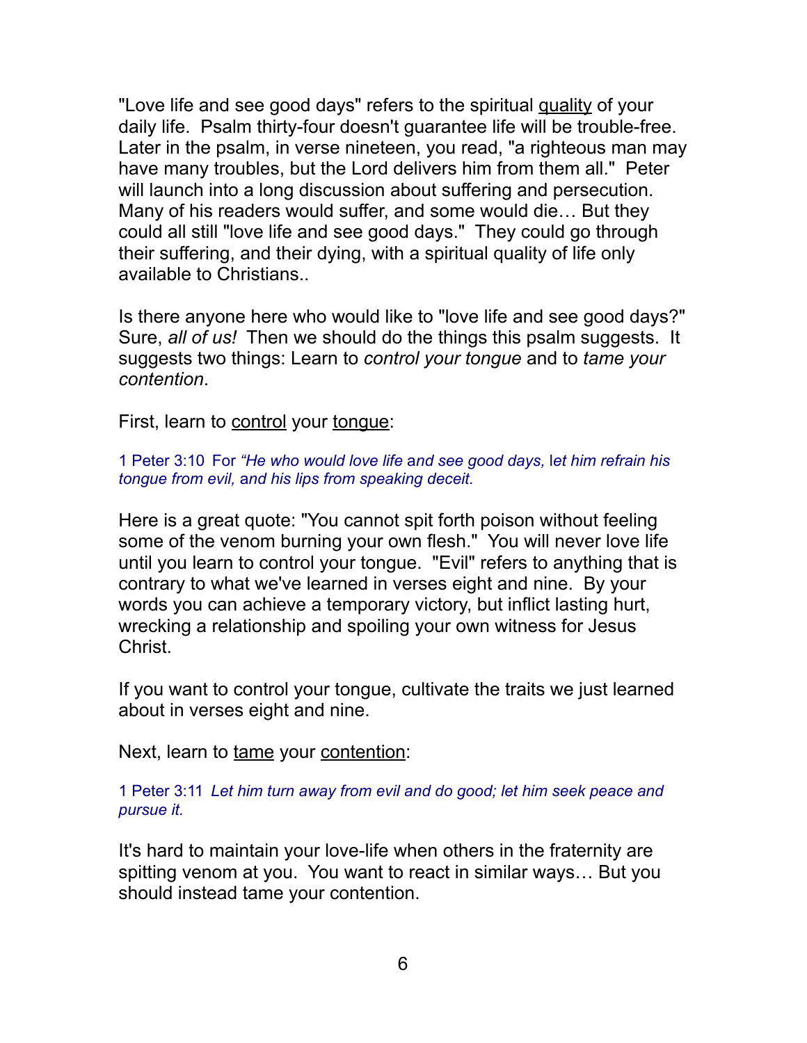"Love life and see good days" refers to the spiritual quality of your daily life. Psalm thirty-four doesn't guarantee life will be trouble-free. Later in the psalm, in verse nineteen, you read, "a righteous man may have many troubles, but the Lord delivers him from them all." Peter will launch into a long discussion about suffering and persecution. Many of his readers would suffer, and some would die… But they could all still "love life and see good days." They could go through their suffering, and their dying, with a spiritual quality of life only available to Christians..

Is there anyone here who would like to "love life and see good days?" Sure, *all of us!* Then we should do the things this psalm suggests. It suggests two things: Learn to *control your tongue* and to *tame your contention*.

First, learn to control your tongue:

1 Peter 3:10 For *"He who would love life and see good days, let him refrain his tongue from evil, and his lips from speaking deceit.*

Here is a great quote: "You cannot spit forth poison without feeling some of the venom burning your own flesh." You will never love life until you learn to control your tongue. "Evil" refers to anything that is contrary to what we've learned in verses eight and nine. By your words you can achieve a temporary victory, but inflict lasting hurt, wrecking a relationship and spoiling your own witness for Jesus Christ.

If you want to control your tongue, cultivate the traits we just learned about in verses eight and nine.

Next, learn to tame your contention:

1 Peter 3:11 *Let him turn away from evil and do good; let him seek peace and pursue it.*

It's hard to maintain your love-life when others in the fraternity are spitting venom at you. You want to react in similar ways… But you should instead tame your contention.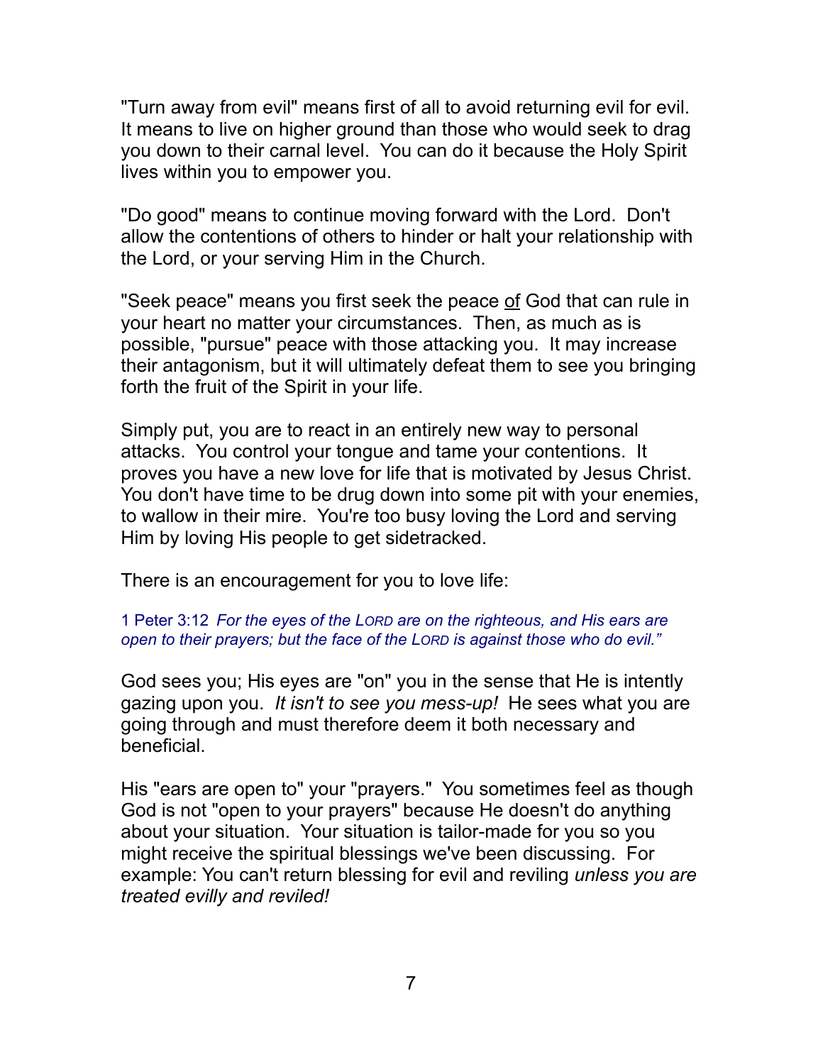"Turn away from evil" means first of all to avoid returning evil for evil. It means to live on higher ground than those who would seek to drag you down to their carnal level. You can do it because the Holy Spirit lives within you to empower you.

"Do good" means to continue moving forward with the Lord. Don't allow the contentions of others to hinder or halt your relationship with the Lord, or your serving Him in the Church.

"Seek peace" means you first seek the peace <u>of</u> God that can rule in your heart no matter your circumstances. Then, as much as is possible, "pursue" peace with those attacking you. It may increase their antagonism, but it will ultimately defeat them to see you bringing forth the fruit of the Spirit in your life.

Simply put, you are to react in an entirely new way to personal attacks. You control your tongue and tame your contentions. It proves you have a new love for life that is motivated by Jesus Christ. You don't have time to be drug down into some pit with your enemies, to wallow in their mire. You're too busy loving the Lord and serving Him by loving His people to get sidetracked.

There is an encouragement for you to love life:

1 Peter 3:12 *For the eyes of the LORD are on the righteous, and His ears are open to their prayers; but the face of the LORD is against those who do evil."*

God sees you; His eyes are "on" you in the sense that He is intently gazing upon you. *It isn't to see you mess-up!* He sees what you are going through and must therefore deem it both necessary and beneficial.

His "ears are open to" your "prayers." You sometimes feel as though God is not "open to your prayers" because He doesn't do anything about your situation. Your situation is tailor-made for you so you might receive the spiritual blessings we've been discussing. For example: You can't return blessing for evil and reviling *unless you are treated evilly and reviled!*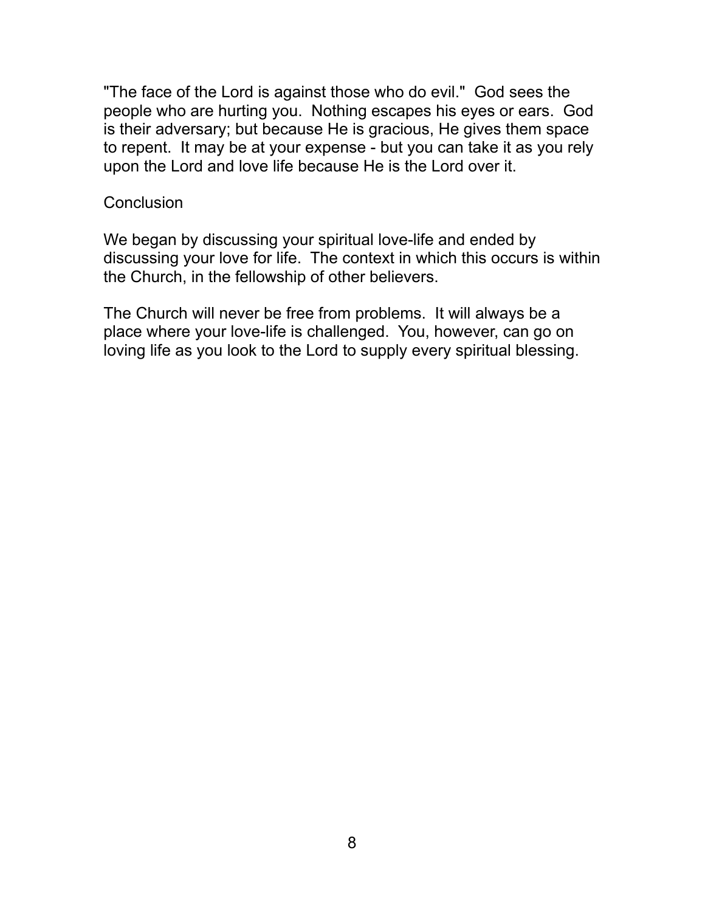"The face of the Lord is against those who do evil." God sees the people who are hurting you. Nothing escapes his eyes or ears. God is their adversary; but because He is gracious, He gives them space to repent. It may be at your expense - but you can take it as you rely upon the Lord and love life because He is the Lord over it.

## Conclusion

We began by discussing your spiritual love-life and ended by discussing your love for life. The context in which this occurs is within the Church, in the fellowship of other believers.

The Church will never be free from problems. It will always be a place where your love-life is challenged. You, however, can go on loving life as you look to the Lord to supply every spiritual blessing.